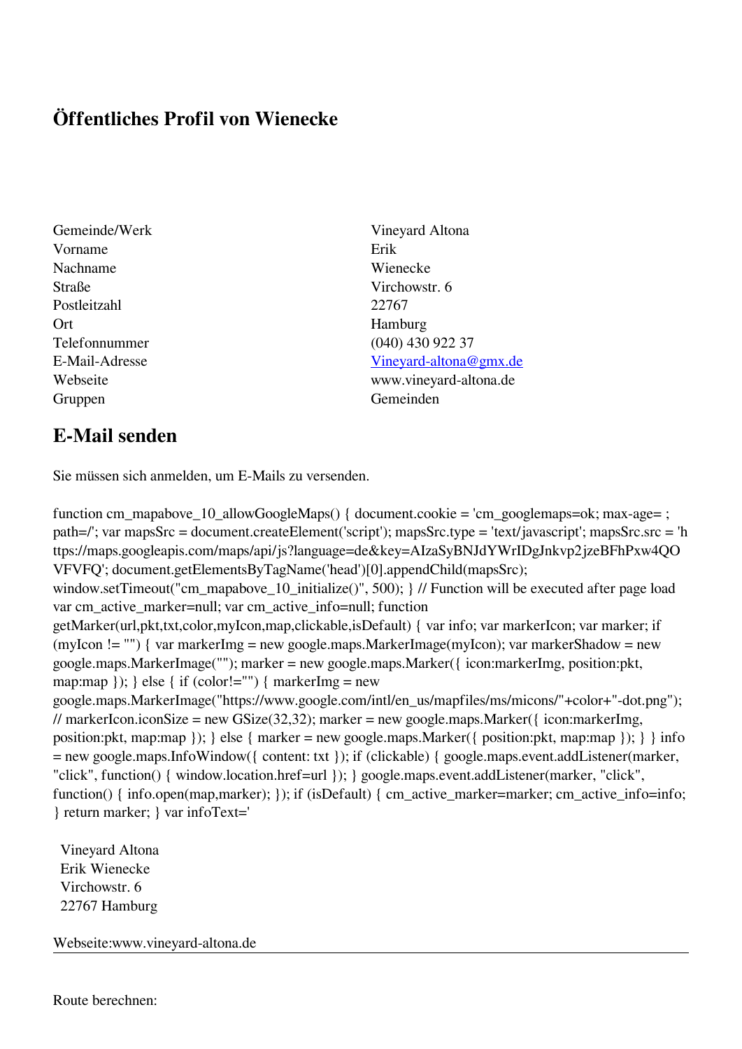# Öffentliches Profil von Wienecke

| | |
|---|---|
| Gemeinde/Werk | Vineyard Altona |
| Vorname | Erik |
| Nachname | Wienecke |
| Straße | Virchowstr. 6 |
| Postleitzahl | 22767 |
| Ort | Hamburg |
| Telefonnummer | (040) 430 922 37 |
| E-Mail-Adresse | Vineyard-altona@gmx.de |
| Webseite | www.vineyard-altona.de |
| Gruppen | Gemeinden |

## E-Mail senden

Sie müssen sich anmelden, um E-Mails zu versenden.

```
function cm_mapabove_10_allowGoogleMaps() { document.cookie = 'cm_googlemaps=ok; max-age= ; path=/'; var mapsSrc = document.createElement('script'); mapsSrc.type = 'text/javascript'; mapsSrc.src = 'https://maps.googleapis.com/maps/api/js?language=de&key=AIzaSyBNJdYWrIDgJnkvp2jzeBFhPxw4QOVFVFQ'; document.getElementsByTagName('head')[0].appendChild(mapsSrc); window.setTimeout("cm_mapabove_10_initialize()", 500); } // Function will be executed after page load var cm_active_marker=null; var cm_active_info=null; function getMarker(url,pkt,txt,color,myIcon,map,clickable,isDefault) { var info; var markerIcon; var marker; if (myIcon != "") { var markerImg = new google.maps.MarkerImage(myIcon); var markerShadow = new google.maps.MarkerImage(""); marker = new google.maps.Marker({ icon:markerImg, position:pkt, map:map }); } else { if (color!="") { markerImg = new google.maps.MarkerImage("https://www.google.com/intl/en_us/mapfiles/ms/micons/"+color+"-dot.png"); // markerIcon.iconSize = new GSize(32,32); marker = new google.maps.Marker({ icon:markerImg, position:pkt, map:map }); } else { marker = new google.maps.Marker({ position:pkt, map:map }); } } info = new google.maps.InfoWindow({ content: txt }); if (clickable) { google.maps.event.addListener(marker, "click", function() { window.location.href=url }); } google.maps.event.addListener(marker, "click", function() { info.open(map,marker); }); if (isDefault) { cm_active_marker=marker; cm_active_info=info; } return marker; } var infoText='
```

Vineyard Altona
Erik Wienecke
Virchowstr. 6
22767 Hamburg

Webseite:www.vineyard-altona.de

---

Route berechnen: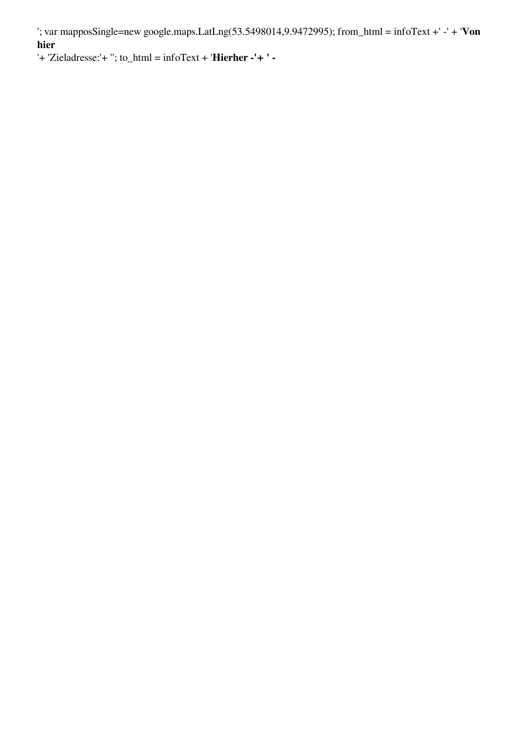'; var mapposSingle=new google.maps.LatLng(53.5498014,9.9472995); from_html = infoText +' -' + '**Von hier**

'+ 'Zieladresse:'+ ''; to_html = infoText + '**Hierher -'+ ' -**